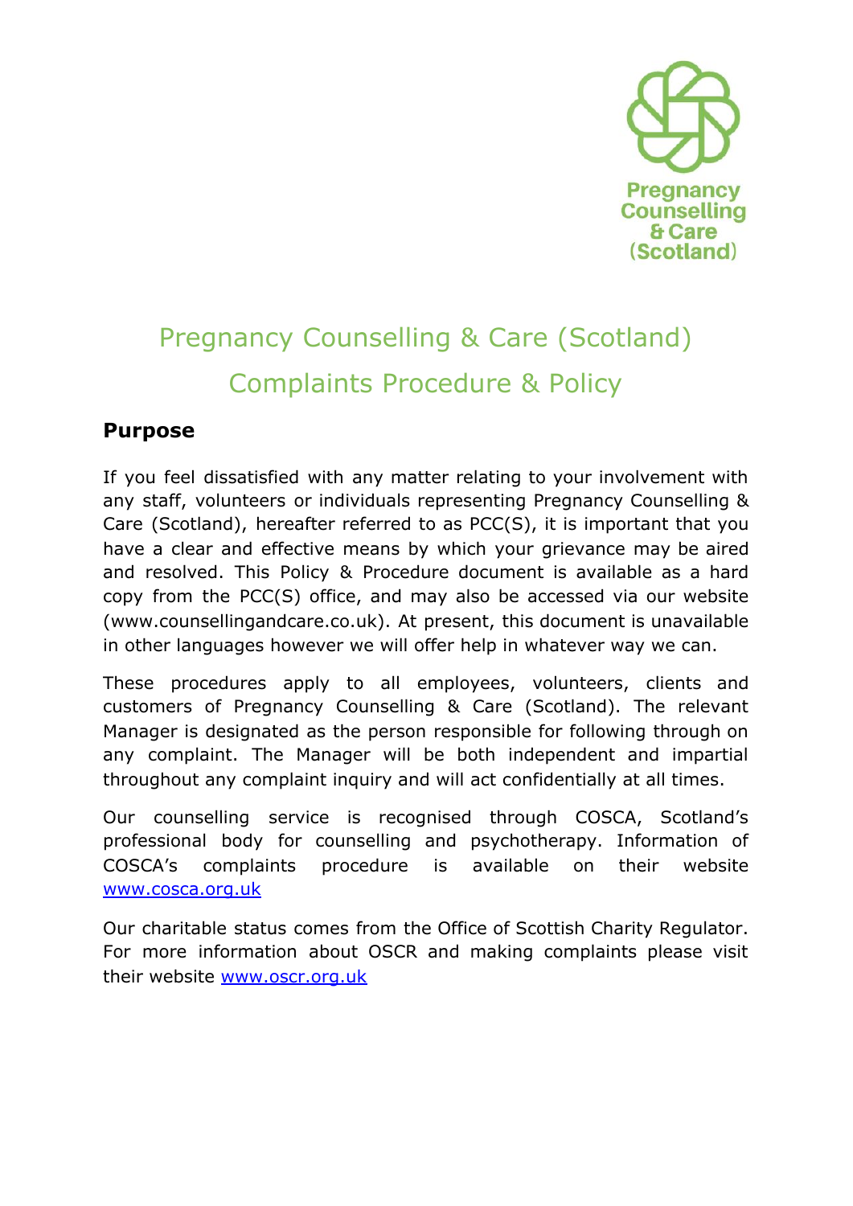Pregnancy Counselling & Care (Scotland)

# Pregnancy Counselling & Care (Scotland)
# Complaints Procedure & Policy

## Purpose

If you feel dissatisfied with any matter relating to your involvement with any staff, volunteers or individuals representing Pregnancy Counselling & Care (Scotland), hereafter referred to as PCC(S), it is important that you have a clear and effective means by which your grievance may be aired and resolved. This Policy & Procedure document is available as a hard copy from the PCC(S) office, and may also be accessed via our website (www.counsellingandcare.co.uk). At present, this document is unavailable in other languages however we will offer help in whatever way we can.

These procedures apply to all employees, volunteers, clients and customers of Pregnancy Counselling & Care (Scotland). The relevant Manager is designated as the person responsible for following through on any complaint. The Manager will be both independent and impartial throughout any complaint inquiry and will act confidentially at all times.

Our counselling service is recognised through COSCA, Scotland's professional body for counselling and psychotherapy. Information of COSCA's complaints procedure is available on their website [www.cosca.org.uk](http://www.cosca.org.uk)

Our charitable status comes from the Office of Scottish Charity Regulator. For more information about OSCR and making complaints please visit their website [www.oscr.org.uk](http://www.oscr.org.uk)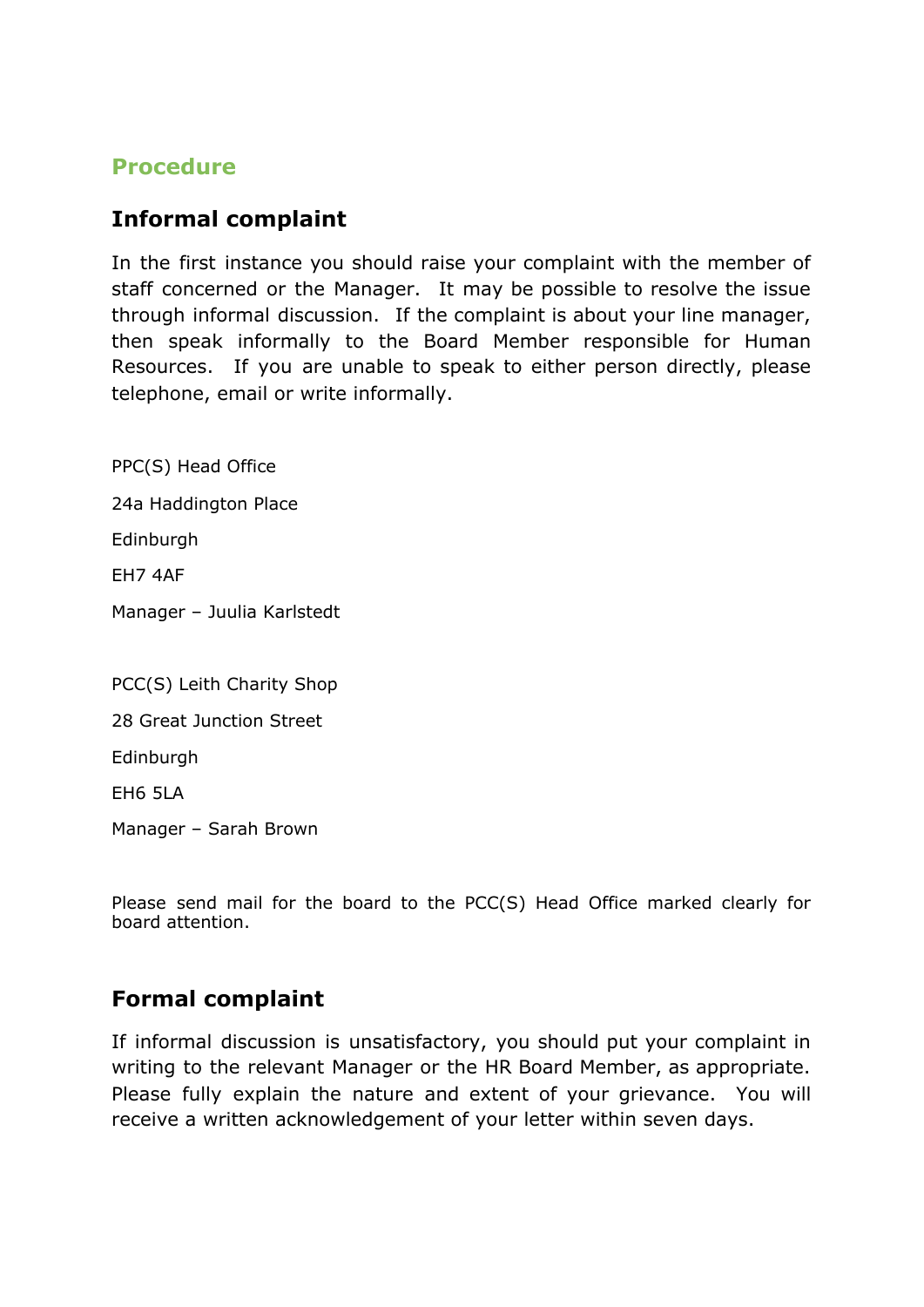## Procedure

### Informal complaint

In the first instance you should raise your complaint with the member of staff concerned or the Manager. It may be possible to resolve the issue through informal discussion. If the complaint is about your line manager, then speak informally to the Board Member responsible for Human Resources. If you are unable to speak to either person directly, please telephone, email or write informally.

PPC(S) Head Office

24a Haddington Place

Edinburgh

EH7 4AF

Manager – Juulia Karlstedt

PCC(S) Leith Charity Shop

28 Great Junction Street

Edinburgh

EH6 5LA

Manager – Sarah Brown

Please send mail for the board to the PCC(S) Head Office marked clearly for board attention.

### Formal complaint

If informal discussion is unsatisfactory, you should put your complaint in writing to the relevant Manager or the HR Board Member, as appropriate. Please fully explain the nature and extent of your grievance. You will receive a written acknowledgement of your letter within seven days.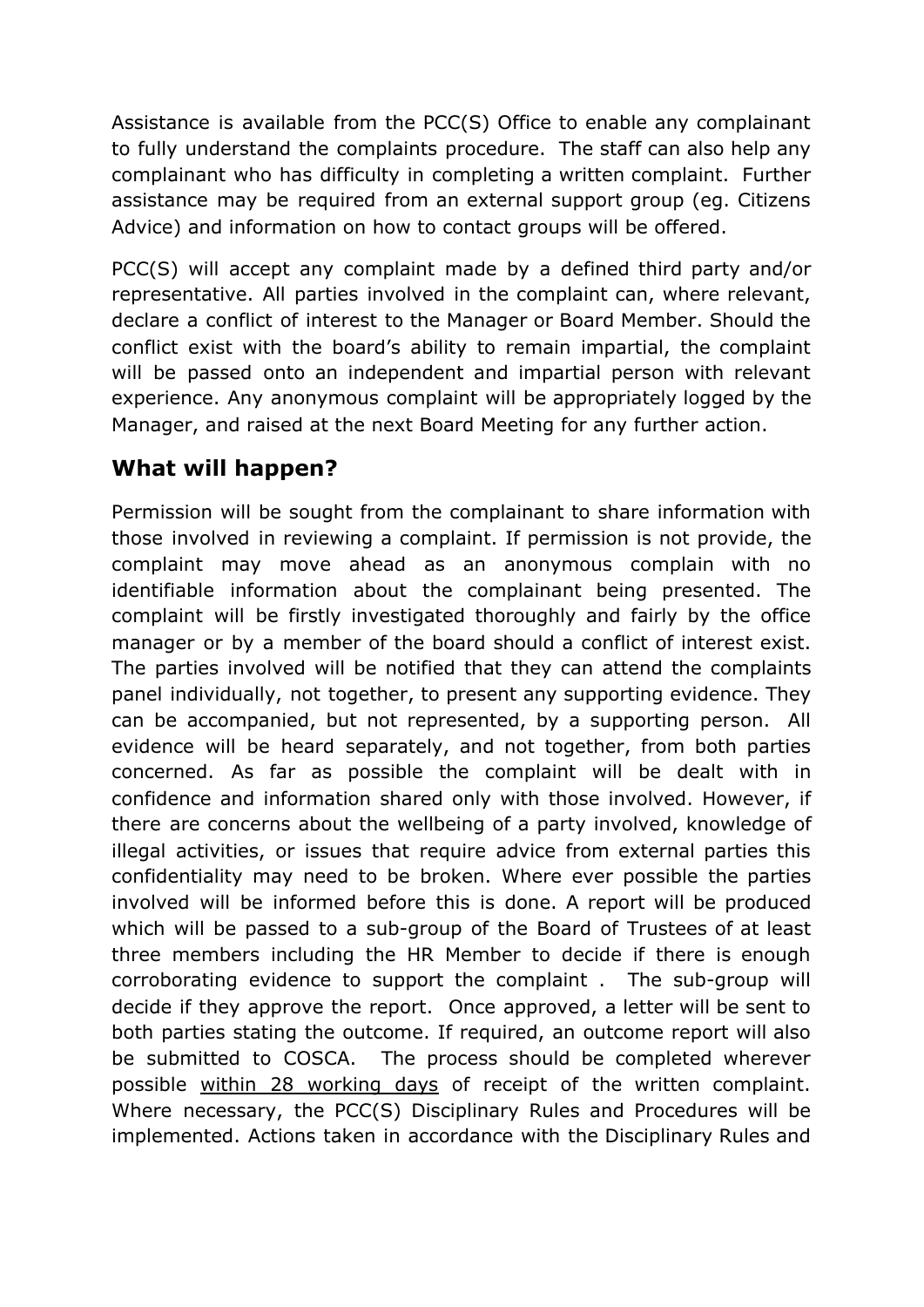Assistance is available from the PCC(S) Office to enable any complainant to fully understand the complaints procedure. The staff can also help any complainant who has difficulty in completing a written complaint. Further assistance may be required from an external support group (eg. Citizens Advice) and information on how to contact groups will be offered.

PCC(S) will accept any complaint made by a defined third party and/or representative. All parties involved in the complaint can, where relevant, declare a conflict of interest to the Manager or Board Member. Should the conflict exist with the board's ability to remain impartial, the complaint will be passed onto an independent and impartial person with relevant experience. Any anonymous complaint will be appropriately logged by the Manager, and raised at the next Board Meeting for any further action.

## What will happen?

Permission will be sought from the complainant to share information with those involved in reviewing a complaint. If permission is not provide, the complaint may move ahead as an anonymous complain with no identifiable information about the complainant being presented. The complaint will be firstly investigated thoroughly and fairly by the office manager or by a member of the board should a conflict of interest exist. The parties involved will be notified that they can attend the complaints panel individually, not together, to present any supporting evidence. They can be accompanied, but not represented, by a supporting person. All evidence will be heard separately, and not together, from both parties concerned. As far as possible the complaint will be dealt with in confidence and information shared only with those involved. However, if there are concerns about the wellbeing of a party involved, knowledge of illegal activities, or issues that require advice from external parties this confidentiality may need to be broken. Where ever possible the parties involved will be informed before this is done. A report will be produced which will be passed to a sub-group of the Board of Trustees of at least three members including the HR Member to decide if there is enough corroborating evidence to support the complaint . The sub-group will decide if they approve the report. Once approved, a letter will be sent to both parties stating the outcome. If required, an outcome report will also be submitted to COSCA. The process should be completed wherever possible <u>within 28 working days</u> of receipt of the written complaint. Where necessary, the PCC(S) Disciplinary Rules and Procedures will be implemented. Actions taken in accordance with the Disciplinary Rules and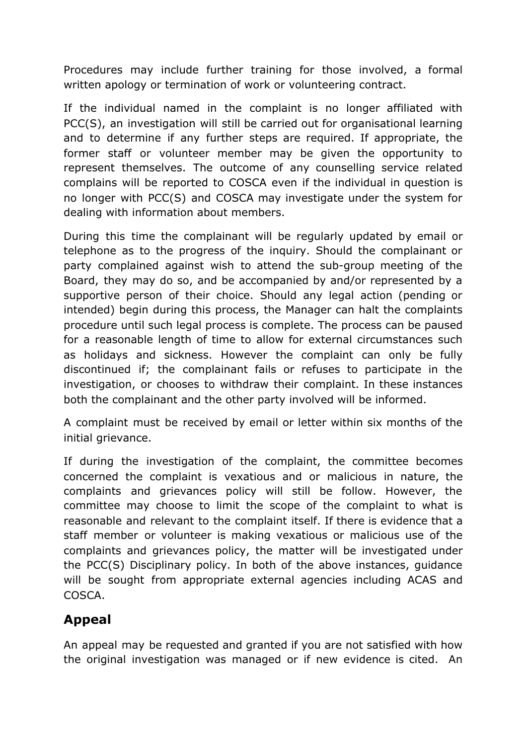Procedures may include further training for those involved, a formal written apology or termination of work or volunteering contract.

If the individual named in the complaint is no longer affiliated with PCC(S), an investigation will still be carried out for organisational learning and to determine if any further steps are required. If appropriate, the former staff or volunteer member may be given the opportunity to represent themselves. The outcome of any counselling service related complains will be reported to COSCA even if the individual in question is no longer with PCC(S) and COSCA may investigate under the system for dealing with information about members.

During this time the complainant will be regularly updated by email or telephone as to the progress of the inquiry. Should the complainant or party complained against wish to attend the sub-group meeting of the Board, they may do so, and be accompanied by and/or represented by a supportive person of their choice. Should any legal action (pending or intended) begin during this process, the Manager can halt the complaints procedure until such legal process is complete. The process can be paused for a reasonable length of time to allow for external circumstances such as holidays and sickness. However the complaint can only be fully discontinued if; the complainant fails or refuses to participate in the investigation, or chooses to withdraw their complaint. In these instances both the complainant and the other party involved will be informed.

A complaint must be received by email or letter within six months of the initial grievance.

If during the investigation of the complaint, the committee becomes concerned the complaint is vexatious and or malicious in nature, the complaints and grievances policy will still be follow. However, the committee may choose to limit the scope of the complaint to what is reasonable and relevant to the complaint itself. If there is evidence that a staff member or volunteer is making vexatious or malicious use of the complaints and grievances policy, the matter will be investigated under the PCC(S) Disciplinary policy. In both of the above instances, guidance will be sought from appropriate external agencies including ACAS and COSCA.

## Appeal

An appeal may be requested and granted if you are not satisfied with how the original investigation was managed or if new evidence is cited. An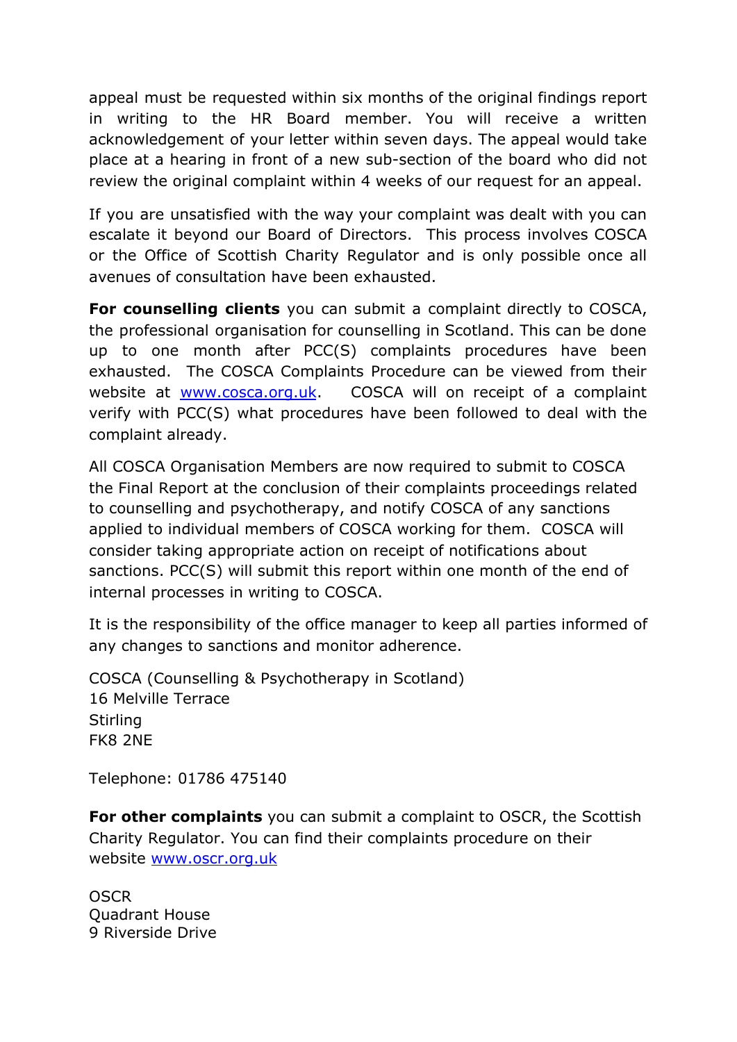appeal must be requested within six months of the original findings report in writing to the HR Board member. You will receive a written acknowledgement of your letter within seven days. The appeal would take place at a hearing in front of a new sub-section of the board who did not review the original complaint within 4 weeks of our request for an appeal.

If you are unsatisfied with the way your complaint was dealt with you can escalate it beyond our Board of Directors. This process involves COSCA or the Office of Scottish Charity Regulator and is only possible once all avenues of consultation have been exhausted.

**For counselling clients** you can submit a complaint directly to COSCA, the professional organisation for counselling in Scotland. This can be done up to one month after PCC(S) complaints procedures have been exhausted. The COSCA Complaints Procedure can be viewed from their website at [www.cosca.org.uk](www.cosca.org.uk). COSCA will on receipt of a complaint verify with PCC(S) what procedures have been followed to deal with the complaint already.

All COSCA Organisation Members are now required to submit to COSCA the Final Report at the conclusion of their complaints proceedings related to counselling and psychotherapy, and notify COSCA of any sanctions applied to individual members of COSCA working for them. COSCA will consider taking appropriate action on receipt of notifications about sanctions. PCC(S) will submit this report within one month of the end of internal processes in writing to COSCA.

It is the responsibility of the office manager to keep all parties informed of any changes to sanctions and monitor adherence.

COSCA (Counselling & Psychotherapy in Scotland)
16 Melville Terrace
Stirling
FK8 2NE

Telephone: 01786 475140

**For other complaints** you can submit a complaint to OSCR, the Scottish Charity Regulator. You can find their complaints procedure on their website [www.oscr.org.uk](www.oscr.org.uk)

OSCR
Quadrant House
9 Riverside Drive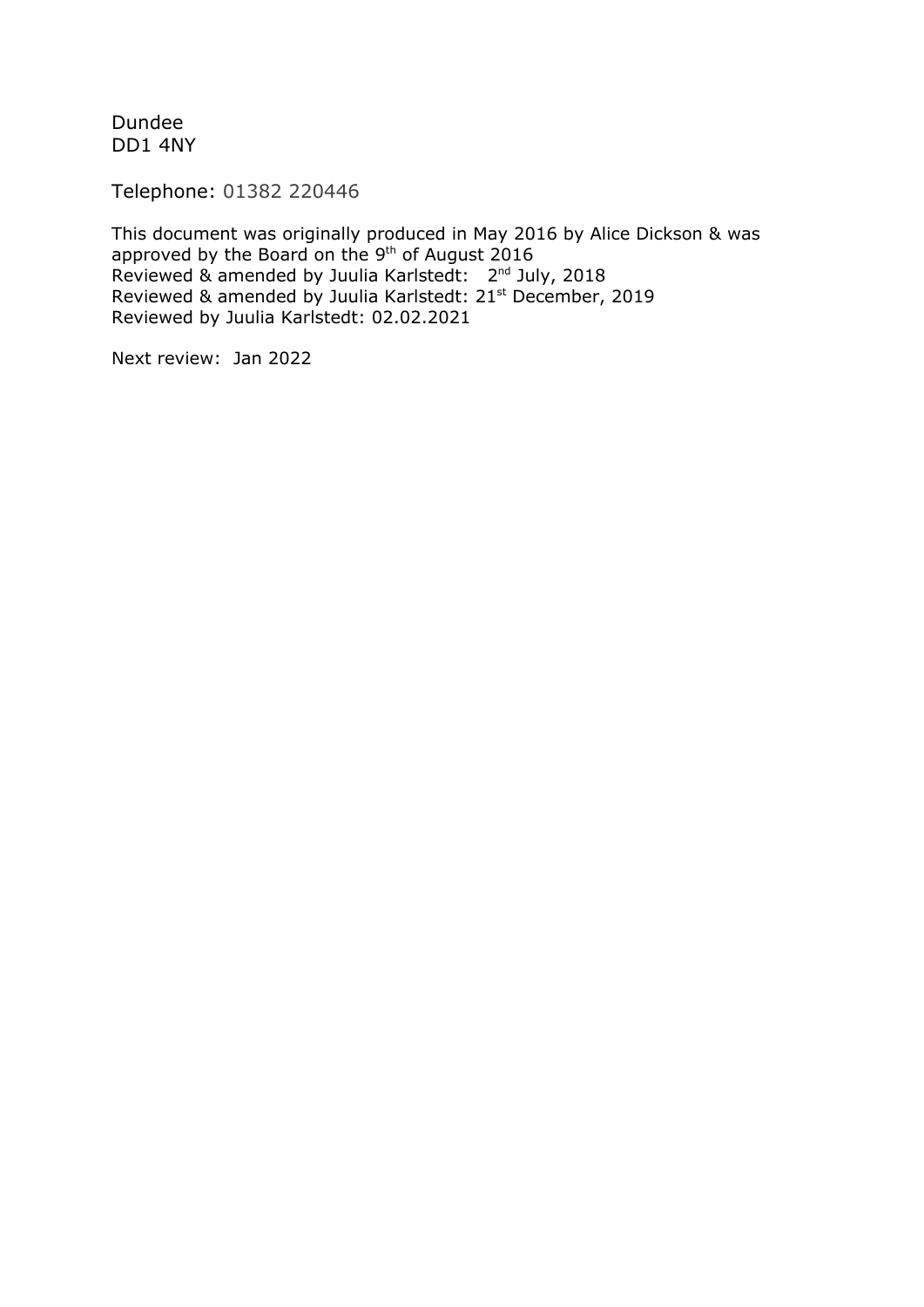Dundee
DD1 4NY

Telephone: 01382 220446

This document was originally produced in May 2016 by Alice Dickson & was approved by the Board on the 9th of August 2016
Reviewed & amended by Juulia Karlstedt: 2nd July, 2018
Reviewed & amended by Juulia Karlstedt: 21st December, 2019
Reviewed by Juulia Karlstedt: 02.02.2021

Next review: Jan 2022